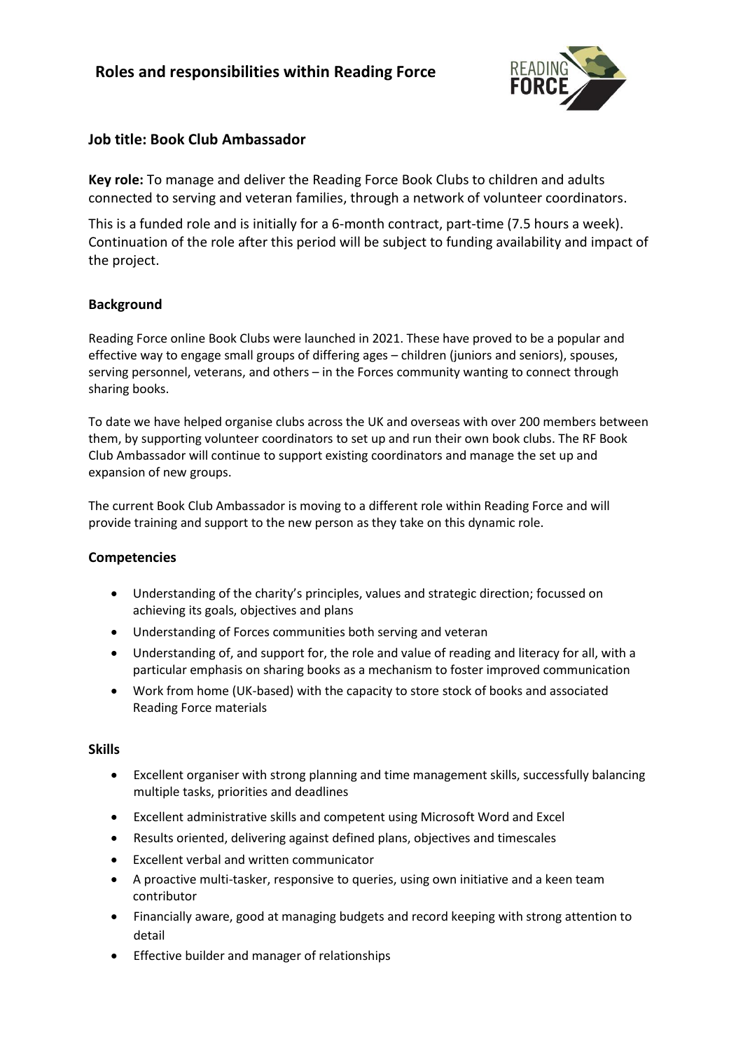# Roles and responsibilities within Reading Force

## Job title: Book Club Ambassador

**Key role:** To manage and deliver the Reading Force Book Clubs to children and adults connected to serving and veteran families, through a network of volunteer coordinators.

This is a funded role and is initially for a 6-month contract, part-time (7.5 hours a week). Continuation of the role after this period will be subject to funding availability and impact of the project.

### Background

Reading Force online Book Clubs were launched in 2021. These have proved to be a popular and effective way to engage small groups of differing ages – children (juniors and seniors), spouses, serving personnel, veterans, and others – in the Forces community wanting to connect through sharing books.

To date we have helped organise clubs across the UK and overseas with over 200 members between them, by supporting volunteer coordinators to set up and run their own book clubs. The RF Book Club Ambassador will continue to support existing coordinators and manage the set up and expansion of new groups.

The current Book Club Ambassador is moving to a different role within Reading Force and will provide training and support to the new person as they take on this dynamic role.

### Competencies

- Understanding of the charity's principles, values and strategic direction; focussed on achieving its goals, objectives and plans
- Understanding of Forces communities both serving and veteran
- Understanding of, and support for, the role and value of reading and literacy for all, with a particular emphasis on sharing books as a mechanism to foster improved communication
- Work from home (UK-based) with the capacity to store stock of books and associated Reading Force materials

### Skills

- Excellent organiser with strong planning and time management skills, successfully balancing multiple tasks, priorities and deadlines
- Excellent administrative skills and competent using Microsoft Word and Excel
- Results oriented, delivering against defined plans, objectives and timescales
- Excellent verbal and written communicator
- A proactive multi-tasker, responsive to queries, using own initiative and a keen team contributor
- Financially aware, good at managing budgets and record keeping with strong attention to detail
- Effective builder and manager of relationships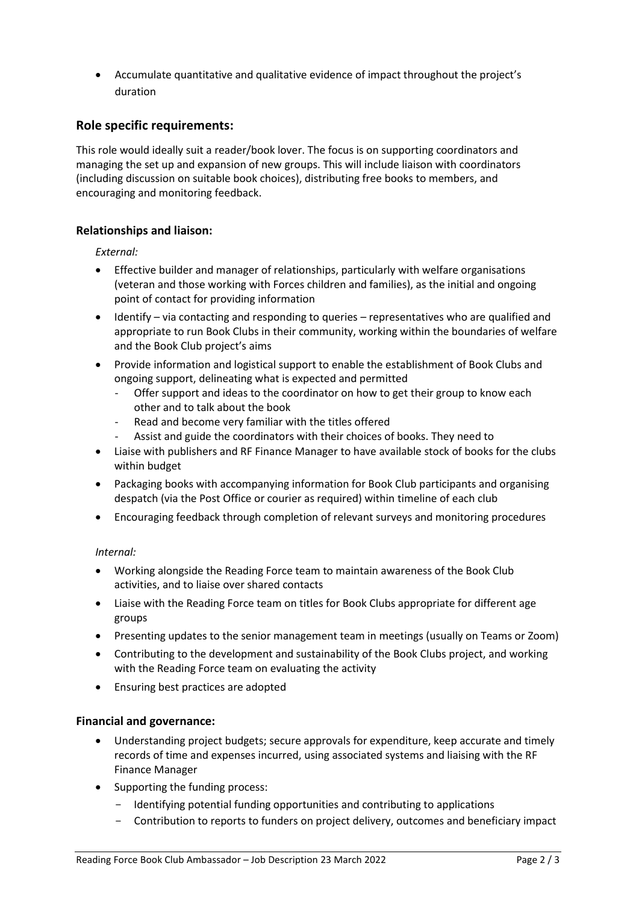- Accumulate quantitative and qualitative evidence of impact throughout the project's duration

## Role specific requirements:

This role would ideally suit a reader/book lover. The focus is on supporting coordinators and managing the set up and expansion of new groups. This will include liaison with coordinators (including discussion on suitable book choices), distributing free books to members, and encouraging and monitoring feedback.

### Relationships and liaison:

*External:*

- Effective builder and manager of relationships, particularly with welfare organisations (veteran and those working with Forces children and families), as the initial and ongoing point of contact for providing information
- Identify – via contacting and responding to queries – representatives who are qualified and appropriate to run Book Clubs in their community, working within the boundaries of welfare and the Book Club project's aims
- Provide information and logistical support to enable the establishment of Book Clubs and ongoing support, delineating what is expected and permitted
  - Offer support and ideas to the coordinator on how to get their group to know each other and to talk about the book
  - Read and become very familiar with the titles offered
  - Assist and guide the coordinators with their choices of books. They need to
- Liaise with publishers and RF Finance Manager to have available stock of books for the clubs within budget
- Packaging books with accompanying information for Book Club participants and organising despatch (via the Post Office or courier as required) within timeline of each club
- Encouraging feedback through completion of relevant surveys and monitoring procedures

*Internal:*

- Working alongside the Reading Force team to maintain awareness of the Book Club activities, and to liaise over shared contacts
- Liaise with the Reading Force team on titles for Book Clubs appropriate for different age groups
- Presenting updates to the senior management team in meetings (usually on Teams or Zoom)
- Contributing to the development and sustainability of the Book Clubs project, and working with the Reading Force team on evaluating the activity
- Ensuring best practices are adopted

### Financial and governance:

- Understanding project budgets; secure approvals for expenditure, keep accurate and timely records of time and expenses incurred, using associated systems and liaising with the RF Finance Manager
- Supporting the funding process:
  - Identifying potential funding opportunities and contributing to applications
  - Contribution to reports to funders on project delivery, outcomes and beneficiary impact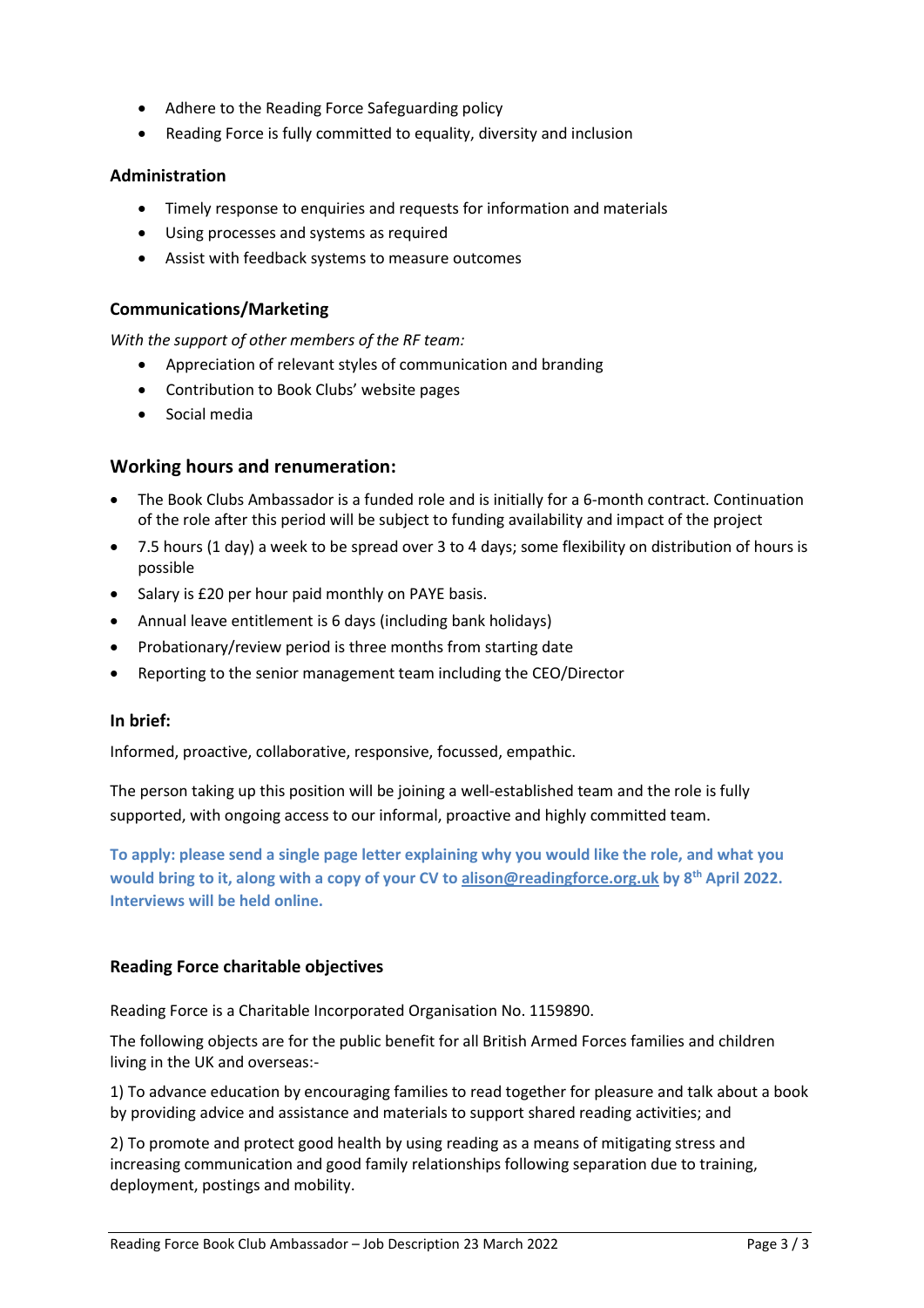- Adhere to the Reading Force Safeguarding policy
- Reading Force is fully committed to equality, diversity and inclusion

### Administration

- Timely response to enquiries and requests for information and materials
- Using processes and systems as required
- Assist with feedback systems to measure outcomes

### Communications/Marketing

*With the support of other members of the RF team:*

- Appreciation of relevant styles of communication and branding
- Contribution to Book Clubs' website pages
- Social media

## Working hours and renumeration:

- The Book Clubs Ambassador is a funded role and is initially for a 6-month contract. Continuation of the role after this period will be subject to funding availability and impact of the project
- 7.5 hours (1 day) a week to be spread over 3 to 4 days; some flexibility on distribution of hours is possible
- Salary is £20 per hour paid monthly on PAYE basis.
- Annual leave entitlement is 6 days (including bank holidays)
- Probationary/review period is three months from starting date
- Reporting to the senior management team including the CEO/Director

### In brief:

Informed, proactive, collaborative, responsive, focussed, empathic.

The person taking up this position will be joining a well-established team and the role is fully supported, with ongoing access to our informal, proactive and highly committed team.

**To apply: please send a single page letter explaining why you would like the role, and what you would bring to it, along with a copy of your CV to alison@readingforce.org.uk by 8th April 2022. Interviews will be held online.**

### Reading Force charitable objectives

Reading Force is a Charitable Incorporated Organisation No. 1159890.

The following objects are for the public benefit for all British Armed Forces families and children living in the UK and overseas:-

1) To advance education by encouraging families to read together for pleasure and talk about a book by providing advice and assistance and materials to support shared reading activities; and

2) To promote and protect good health by using reading as a means of mitigating stress and increasing communication and good family relationships following separation due to training, deployment, postings and mobility.